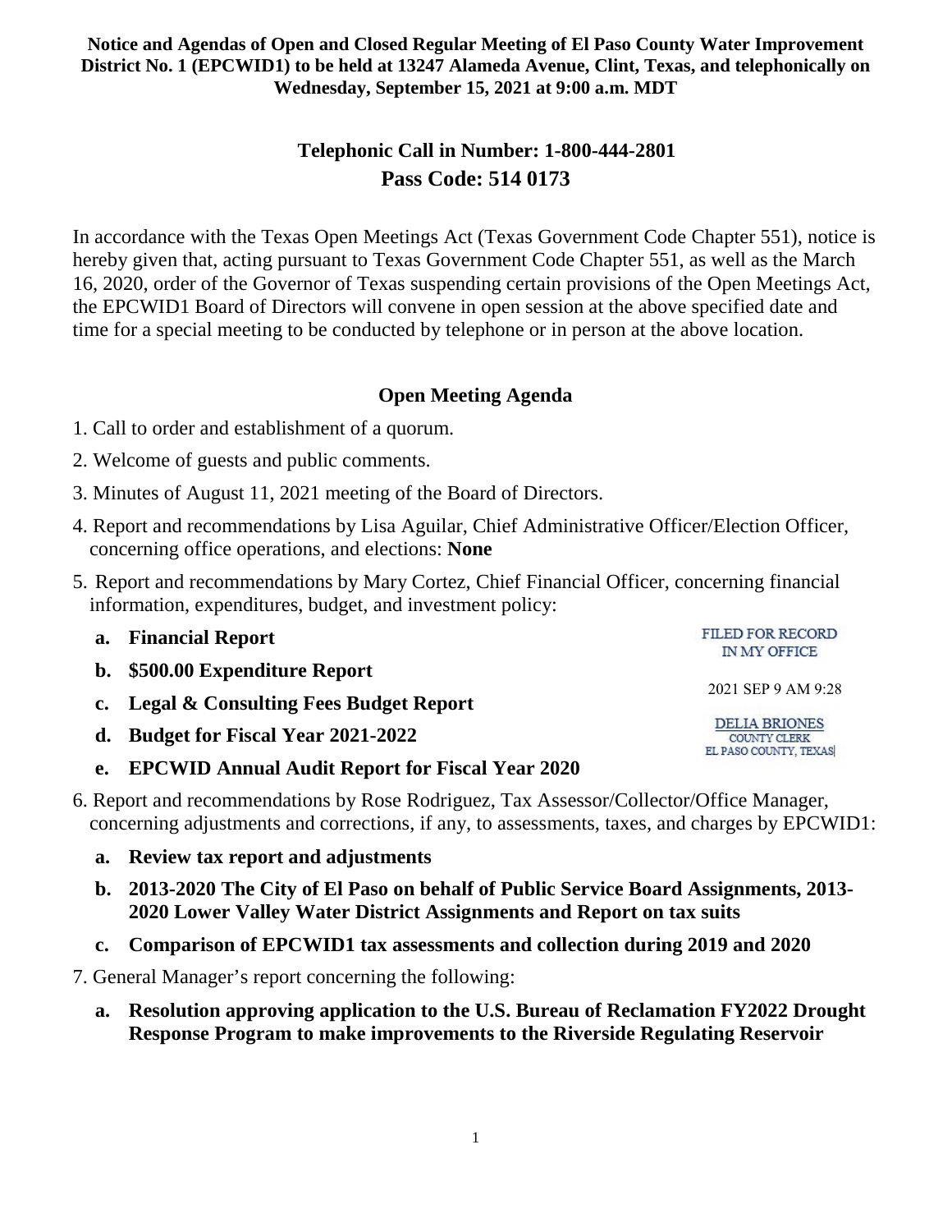**Notice and Agendas of Open and Closed Regular Meeting of El Paso County Water Improvement District No. 1 (EPCWID1) to be held at 13247 Alameda Avenue, Clint, Texas, and telephonically on Wednesday, September 15, 2021 at 9:00 a.m. MDT**

## Telephonic Call in Number: 1-800-444-2801
## Pass Code: 514 0173

In accordance with the Texas Open Meetings Act (Texas Government Code Chapter 551), notice is hereby given that, acting pursuant to Texas Government Code Chapter 551, as well as the March 16, 2020, order of the Governor of Texas suspending certain provisions of the Open Meetings Act, the EPCWID1 Board of Directors will convene in open session at the above specified date and time for a special meeting to be conducted by telephone or in person at the above location.

FILED FOR RECORD
IN MY OFFICE

2021 SEP 9 AM 9:28

DELIA BRIONES
COUNTY CLERK
EL PASO COUNTY, TEXAS

## Open Meeting Agenda

1. Call to order and establishment of a quorum.
2. Welcome of guests and public comments.
3. Minutes of August 11, 2021 meeting of the Board of Directors.
4. Report and recommendations by Lisa Aguilar, Chief Administrative Officer/Election Officer, concerning office operations, and elections: **None**
5. Report and recommendations by Mary Cortez, Chief Financial Officer, concerning financial information, expenditures, budget, and investment policy:
   - **a. Financial Report**
   - **b. $500.00 Expenditure Report**
   - **c. Legal & Consulting Fees Budget Report**
   - **d. Budget for Fiscal Year 2021-2022**
   - **e. EPCWID Annual Audit Report for Fiscal Year 2020**
6. Report and recommendations by Rose Rodriguez, Tax Assessor/Collector/Office Manager, concerning adjustments and corrections, if any, to assessments, taxes, and charges by EPCWID1:
   - **a. Review tax report and adjustments**
   - **b. 2013-2020 The City of El Paso on behalf of Public Service Board Assignments, 2013-2020 Lower Valley Water District Assignments and Report on tax suits**
   - **c. Comparison of EPCWID1 tax assessments and collection during 2019 and 2020**
7. General Manager's report concerning the following:
   - **a. Resolution approving application to the U.S. Bureau of Reclamation FY2022 Drought Response Program to make improvements to the Riverside Regulating Reservoir**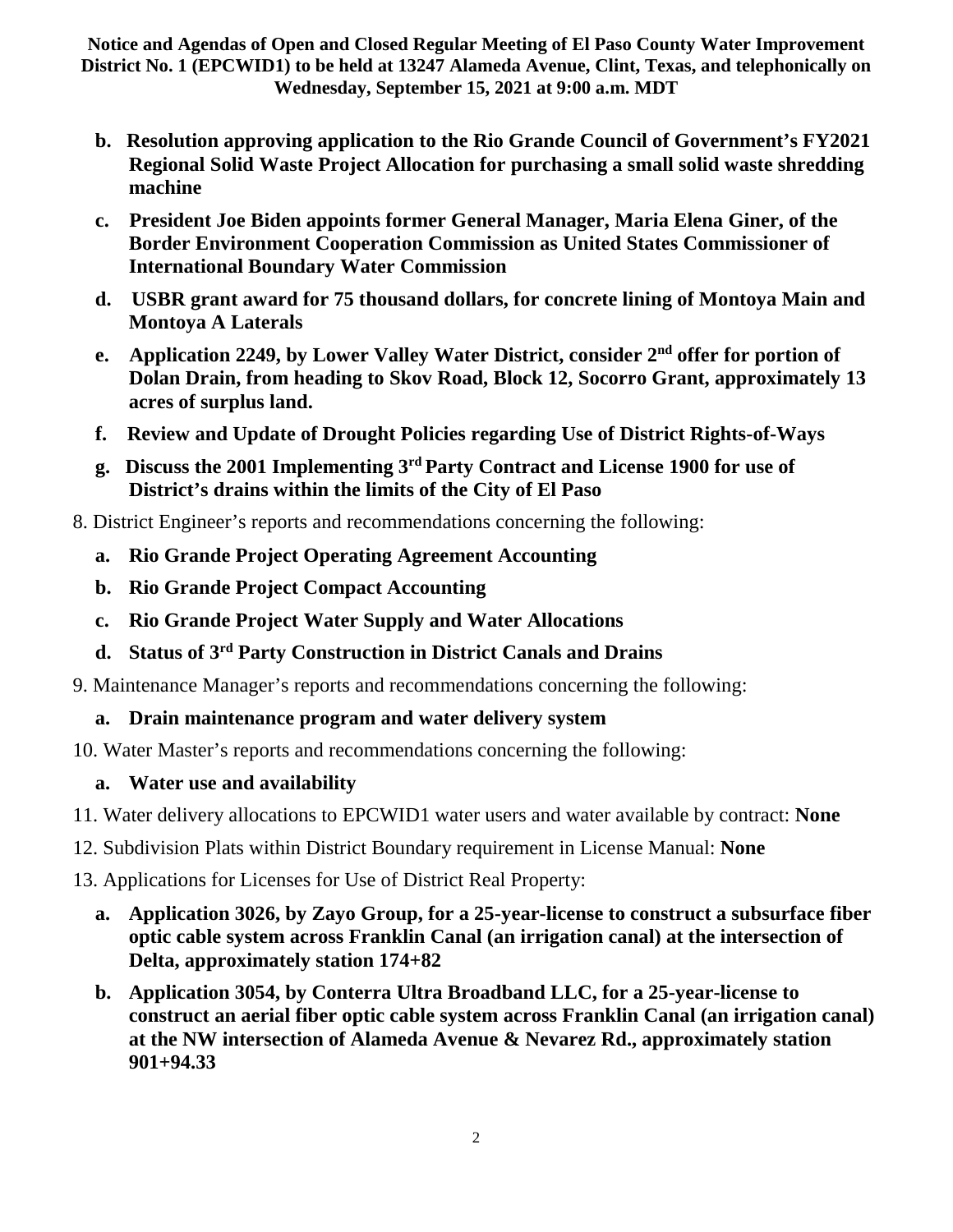**Notice and Agendas of Open and Closed Regular Meeting of El Paso County Water Improvement District No. 1 (EPCWID1) to be held at 13247 Alameda Avenue, Clint, Texas, and telephonically on Wednesday, September 15, 2021 at 9:00 a.m. MDT**

- **b. Resolution approving application to the Rio Grande Council of Government's FY2021 Regional Solid Waste Project Allocation for purchasing a small solid waste shredding machine**
- **c. President Joe Biden appoints former General Manager, Maria Elena Giner, of the Border Environment Cooperation Commission as United States Commissioner of International Boundary Water Commission**
- **d. USBR grant award for 75 thousand dollars, for concrete lining of Montoya Main and Montoya A Laterals**
- **e. Application 2249, by Lower Valley Water District, consider 2nd offer for portion of Dolan Drain, from heading to Skov Road, Block 12, Socorro Grant, approximately 13 acres of surplus land.**
- **f. Review and Update of Drought Policies regarding Use of District Rights-of-Ways**
- **g. Discuss the 2001 Implementing 3rd Party Contract and License 1900 for use of District's drains within the limits of the City of El Paso**

8. District Engineer's reports and recommendations concerning the following:
   - **a. Rio Grande Project Operating Agreement Accounting**
   - **b. Rio Grande Project Compact Accounting**
   - **c. Rio Grande Project Water Supply and Water Allocations**
   - **d. Status of 3rd Party Construction in District Canals and Drains**

9. Maintenance Manager's reports and recommendations concerning the following:
   - **a. Drain maintenance program and water delivery system**

10. Water Master's reports and recommendations concerning the following:
    - **a. Water use and availability**

11. Water delivery allocations to EPCWID1 water users and water available by contract: **None**

12. Subdivision Plats within District Boundary requirement in License Manual: **None**

13. Applications for Licenses for Use of District Real Property:
    - **a. Application 3026, by Zayo Group, for a 25-year-license to construct a subsurface fiber optic cable system across Franklin Canal (an irrigation canal) at the intersection of Delta, approximately station 174+82**
    - **b. Application 3054, by Conterra Ultra Broadband LLC, for a 25-year-license to construct an aerial fiber optic cable system across Franklin Canal (an irrigation canal) at the NW intersection of Alameda Avenue & Nevarez Rd., approximately station 901+94.33**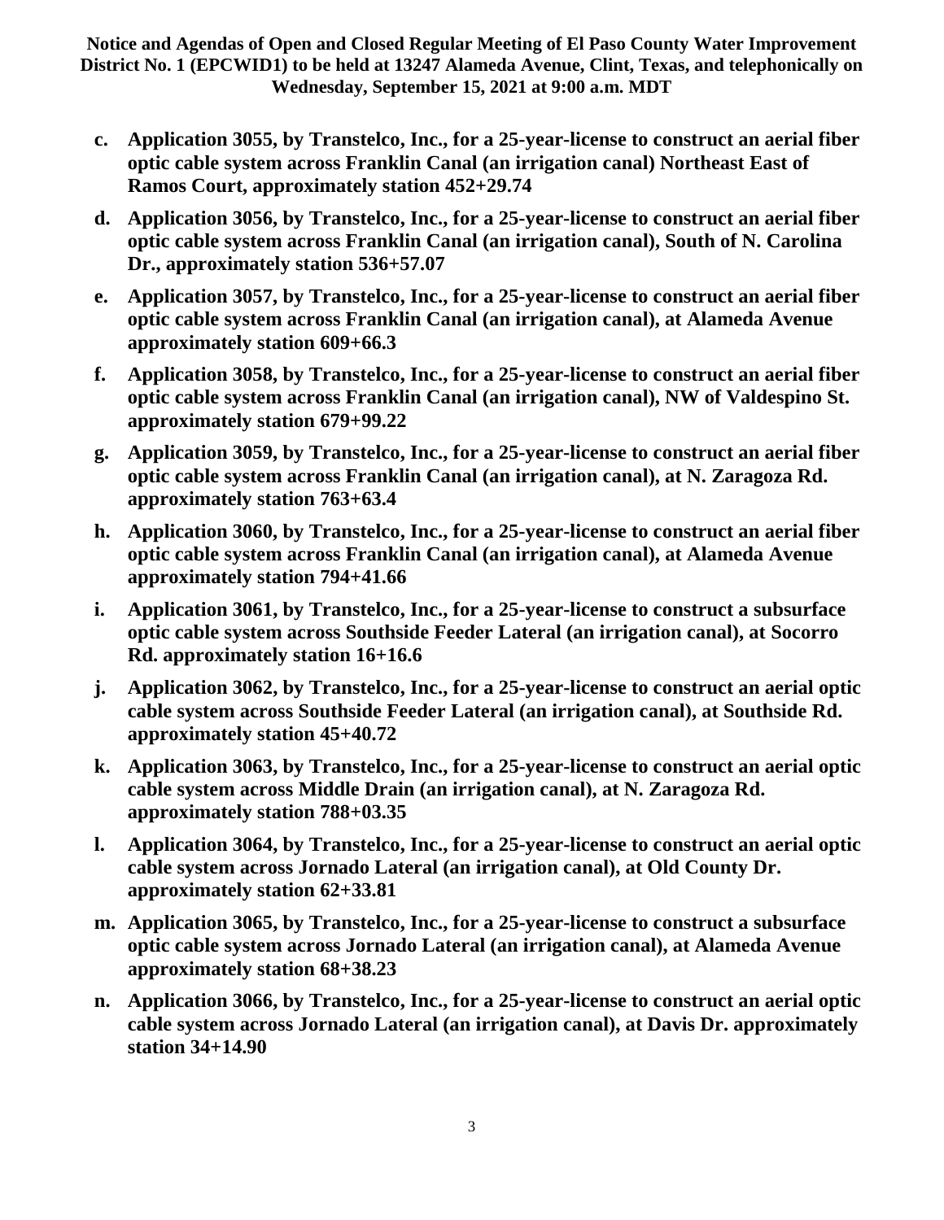- **c. Application 3055, by Transtelco, Inc., for a 25-year-license to construct an aerial fiber optic cable system across Franklin Canal (an irrigation canal) Northeast East of Ramos Court, approximately station 452+29.74**
- **d. Application 3056, by Transtelco, Inc., for a 25-year-license to construct an aerial fiber optic cable system across Franklin Canal (an irrigation canal), South of N. Carolina Dr., approximately station 536+57.07**
- **e. Application 3057, by Transtelco, Inc., for a 25-year-license to construct an aerial fiber optic cable system across Franklin Canal (an irrigation canal), at Alameda Avenue approximately station 609+66.3**
- **f. Application 3058, by Transtelco, Inc., for a 25-year-license to construct an aerial fiber optic cable system across Franklin Canal (an irrigation canal), NW of Valdespino St. approximately station 679+99.22**
- **g. Application 3059, by Transtelco, Inc., for a 25-year-license to construct an aerial fiber optic cable system across Franklin Canal (an irrigation canal), at N. Zaragoza Rd. approximately station 763+63.4**
- **h. Application 3060, by Transtelco, Inc., for a 25-year-license to construct an aerial fiber optic cable system across Franklin Canal (an irrigation canal), at Alameda Avenue approximately station 794+41.66**
- **i. Application 3061, by Transtelco, Inc., for a 25-year-license to construct a subsurface optic cable system across Southside Feeder Lateral (an irrigation canal), at Socorro Rd. approximately station 16+16.6**
- **j. Application 3062, by Transtelco, Inc., for a 25-year-license to construct an aerial optic cable system across Southside Feeder Lateral (an irrigation canal), at Southside Rd. approximately station 45+40.72**
- **k. Application 3063, by Transtelco, Inc., for a 25-year-license to construct an aerial optic cable system across Middle Drain (an irrigation canal), at N. Zaragoza Rd. approximately station 788+03.35**
- **l. Application 3064, by Transtelco, Inc., for a 25-year-license to construct an aerial optic cable system across Jornado Lateral (an irrigation canal), at Old County Dr. approximately station 62+33.81**
- **m. Application 3065, by Transtelco, Inc., for a 25-year-license to construct a subsurface optic cable system across Jornado Lateral (an irrigation canal), at Alameda Avenue approximately station 68+38.23**
- **n. Application 3066, by Transtelco, Inc., for a 25-year-license to construct an aerial optic cable system across Jornado Lateral (an irrigation canal), at Davis Dr. approximately station 34+14.90**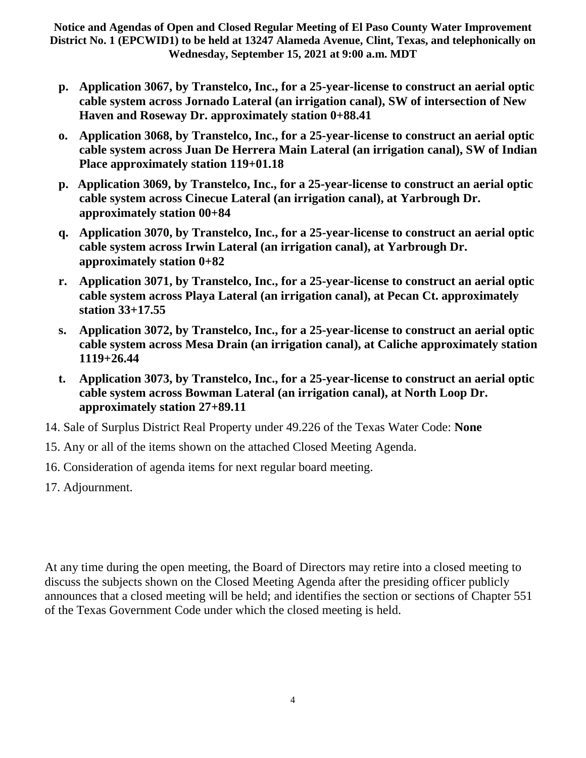**Notice and Agendas of Open and Closed Regular Meeting of El Paso County Water Improvement District No. 1 (EPCWID1) to be held at 13247 Alameda Avenue, Clint, Texas, and telephonically on Wednesday, September 15, 2021 at 9:00 a.m. MDT**

- **p. Application 3067, by Transtelco, Inc., for a 25-year-license to construct an aerial optic cable system across Jornado Lateral (an irrigation canal), SW of intersection of New Haven and Roseway Dr. approximately station 0+88.41**
- **o. Application 3068, by Transtelco, Inc., for a 25-year-license to construct an aerial optic cable system across Juan De Herrera Main Lateral (an irrigation canal), SW of Indian Place approximately station 119+01.18**
- **p. Application 3069, by Transtelco, Inc., for a 25-year-license to construct an aerial optic cable system across Cinecue Lateral (an irrigation canal), at Yarbrough Dr. approximately station 00+84**
- **q. Application 3070, by Transtelco, Inc., for a 25-year-license to construct an aerial optic cable system across Irwin Lateral (an irrigation canal), at Yarbrough Dr. approximately station 0+82**
- **r. Application 3071, by Transtelco, Inc., for a 25-year-license to construct an aerial optic cable system across Playa Lateral (an irrigation canal), at Pecan Ct. approximately station 33+17.55**
- **s. Application 3072, by Transtelco, Inc., for a 25-year-license to construct an aerial optic cable system across Mesa Drain (an irrigation canal), at Caliche approximately station 1119+26.44**
- **t. Application 3073, by Transtelco, Inc., for a 25-year-license to construct an aerial optic cable system across Bowman Lateral (an irrigation canal), at North Loop Dr. approximately station 27+89.11**

14. Sale of Surplus District Real Property under 49.226 of the Texas Water Code: **None**
15. Any or all of the items shown on the attached Closed Meeting Agenda.
16. Consideration of agenda items for next regular board meeting.
17. Adjournment.

At any time during the open meeting, the Board of Directors may retire into a closed meeting to discuss the subjects shown on the Closed Meeting Agenda after the presiding officer publicly announces that a closed meeting will be held; and identifies the section or sections of Chapter 551 of the Texas Government Code under which the closed meeting is held.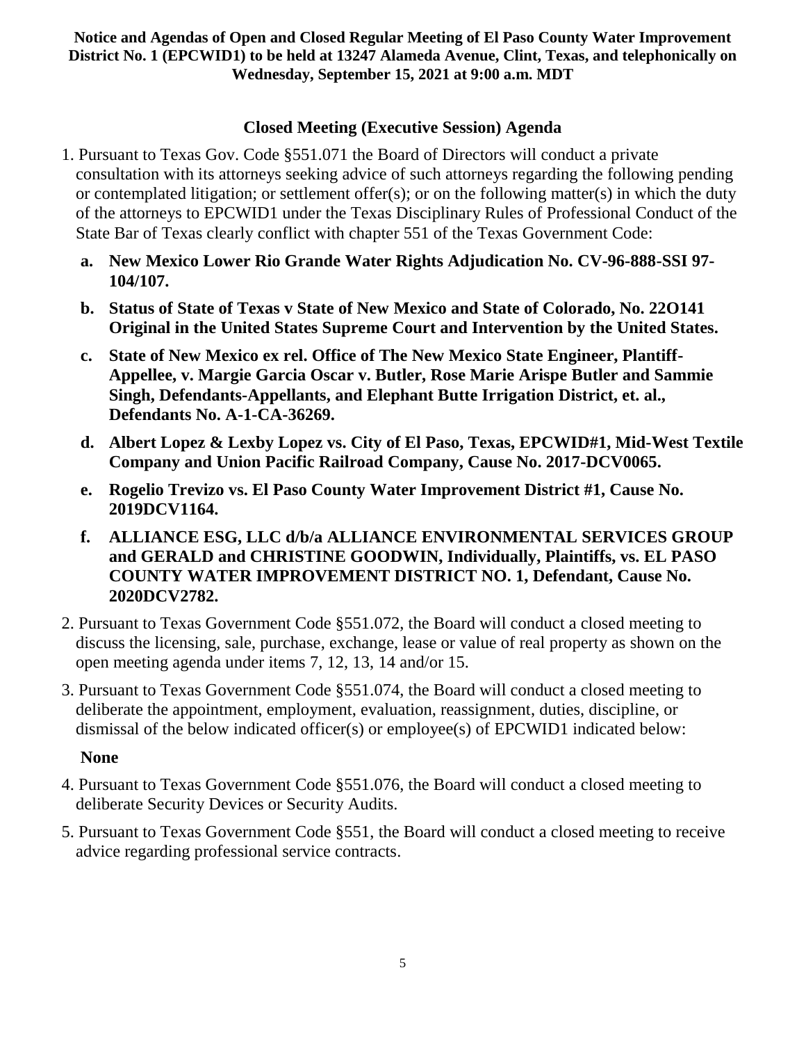**Notice and Agendas of Open and Closed Regular Meeting of El Paso County Water Improvement District No. 1 (EPCWID1) to be held at 13247 Alameda Avenue, Clint, Texas, and telephonically on Wednesday, September 15, 2021 at 9:00 a.m. MDT**

## Closed Meeting (Executive Session) Agenda

1. Pursuant to Texas Gov. Code §551.071 the Board of Directors will conduct a private consultation with its attorneys seeking advice of such attorneys regarding the following pending or contemplated litigation; or settlement offer(s); or on the following matter(s) in which the duty of the attorneys to EPCWID1 under the Texas Disciplinary Rules of Professional Conduct of the State Bar of Texas clearly conflict with chapter 551 of the Texas Government Code:

   a. **New Mexico Lower Rio Grande Water Rights Adjudication No. CV-96-888-SSI 97-104/107.**

   b. **Status of State of Texas v State of New Mexico and State of Colorado, No. 22O141 Original in the United States Supreme Court and Intervention by the United States.**

   c. **State of New Mexico ex rel. Office of The New Mexico State Engineer, Plantiff-Appellee, v. Margie Garcia Oscar v. Butler, Rose Marie Arispe Butler and Sammie Singh, Defendants-Appellants, and Elephant Butte Irrigation District, et. al., Defendants No. A-1-CA-36269.**

   d. **Albert Lopez & Lexby Lopez vs. City of El Paso, Texas, EPCWID#1, Mid-West Textile Company and Union Pacific Railroad Company, Cause No. 2017-DCV0065.**

   e. **Rogelio Trevizo vs. El Paso County Water Improvement District #1, Cause No. 2019DCV1164.**

   f. **ALLIANCE ESG, LLC d/b/a ALLIANCE ENVIRONMENTAL SERVICES GROUP and GERALD and CHRISTINE GOODWIN, Individually, Plaintiffs, vs. EL PASO COUNTY WATER IMPROVEMENT DISTRICT NO. 1, Defendant, Cause No. 2020DCV2782.**

2. Pursuant to Texas Government Code §551.072, the Board will conduct a closed meeting to discuss the licensing, sale, purchase, exchange, lease or value of real property as shown on the open meeting agenda under items 7, 12, 13, 14 and/or 15.

3. Pursuant to Texas Government Code §551.074, the Board will conduct a closed meeting to deliberate the appointment, employment, evaluation, reassignment, duties, discipline, or dismissal of the below indicated officer(s) or employee(s) of EPCWID1 indicated below:

   **None**

4. Pursuant to Texas Government Code §551.076, the Board will conduct a closed meeting to deliberate Security Devices or Security Audits.

5. Pursuant to Texas Government Code §551, the Board will conduct a closed meeting to receive advice regarding professional service contracts.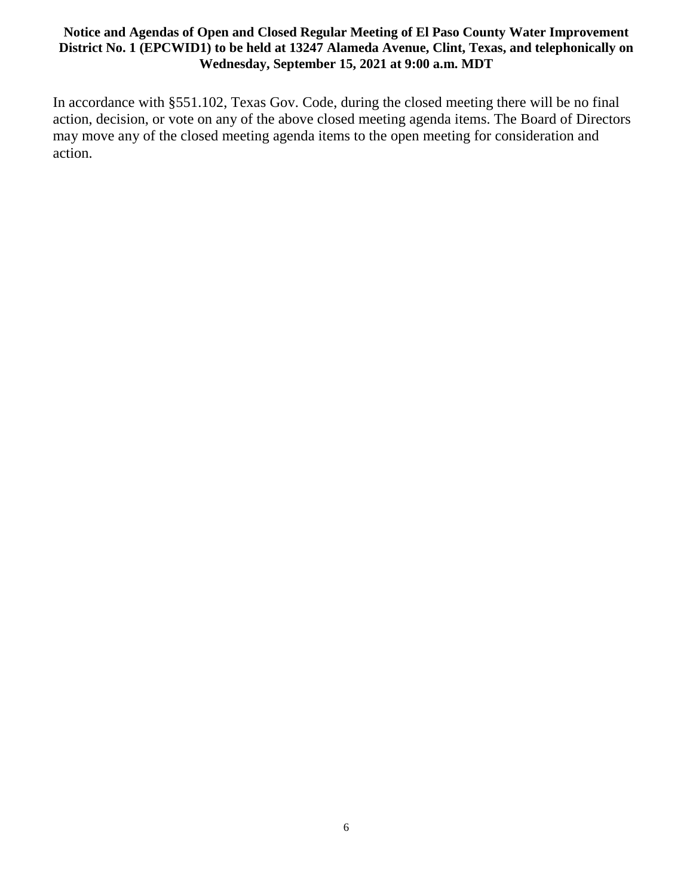**Notice and Agendas of Open and Closed Regular Meeting of El Paso County Water Improvement District No. 1 (EPCWID1) to be held at 13247 Alameda Avenue, Clint, Texas, and telephonically on Wednesday, September 15, 2021 at 9:00 a.m. MDT**

In accordance with §551.102, Texas Gov. Code, during the closed meeting there will be no final action, decision, or vote on any of the above closed meeting agenda items. The Board of Directors may move any of the closed meeting agenda items to the open meeting for consideration and action.